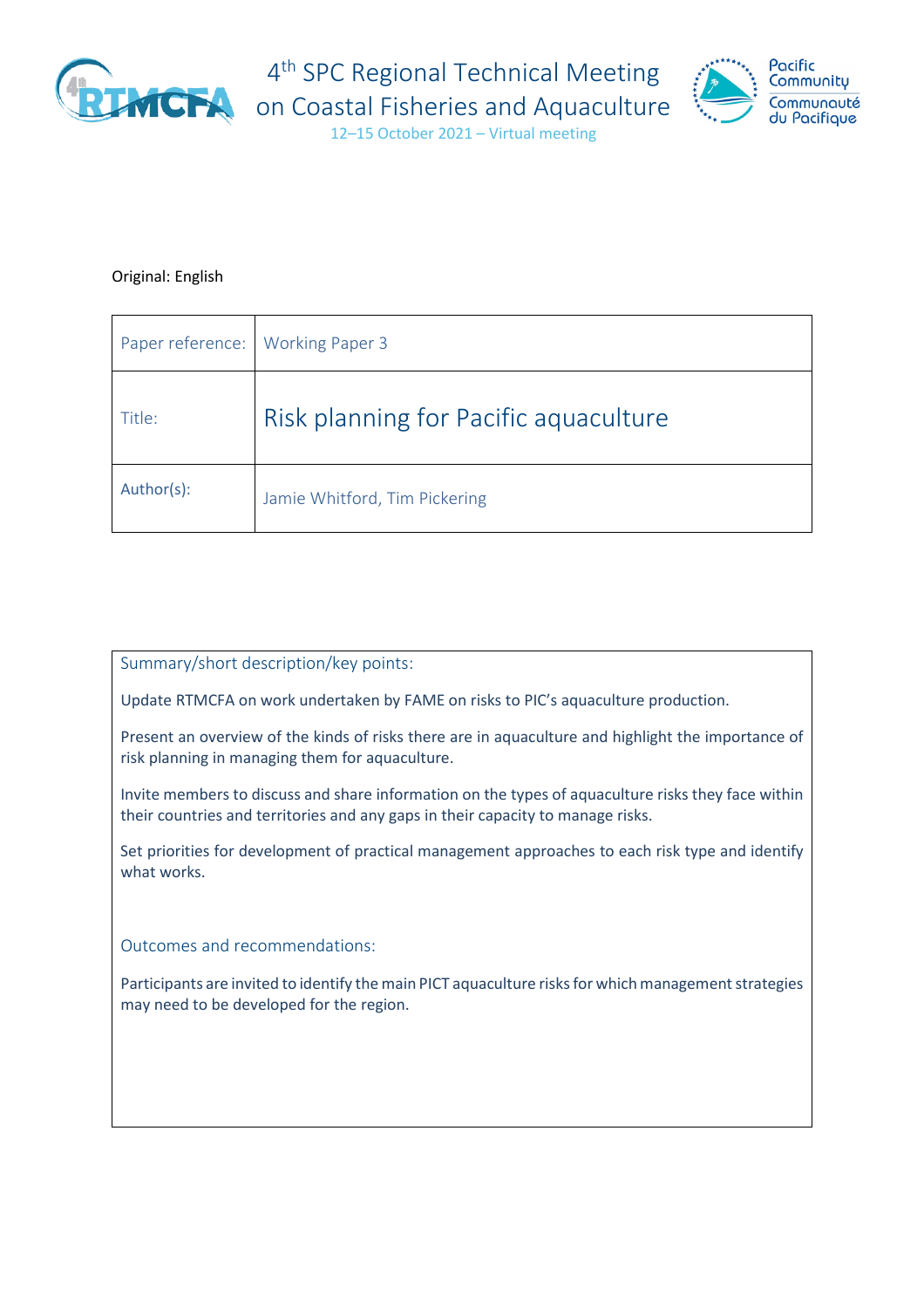# 4th SPC Regional Technical Meeting on Coastal Fisheries and Aquaculture

12–15 October 2021 – Virtual meeting

Original: English

| Paper reference: | Working Paper 3 |
|---|---|
| Title: | Risk planning for Pacific aquaculture |
| Author(s): | Jamie Whitford, Tim Pickering |

**Summary/short description/key points:**

Update RTMCFA on work undertaken by FAME on risks to PIC's aquaculture production.

Present an overview of the kinds of risks there are in aquaculture and highlight the importance of risk planning in managing them for aquaculture.

Invite members to discuss and share information on the types of aquaculture risks they face within their countries and territories and any gaps in their capacity to manage risks.

Set priorities for development of practical management approaches to each risk type and identify what works.

**Outcomes and recommendations:**

Participants are invited to identify the main PICT aquaculture risks for which management strategies may need to be developed for the region.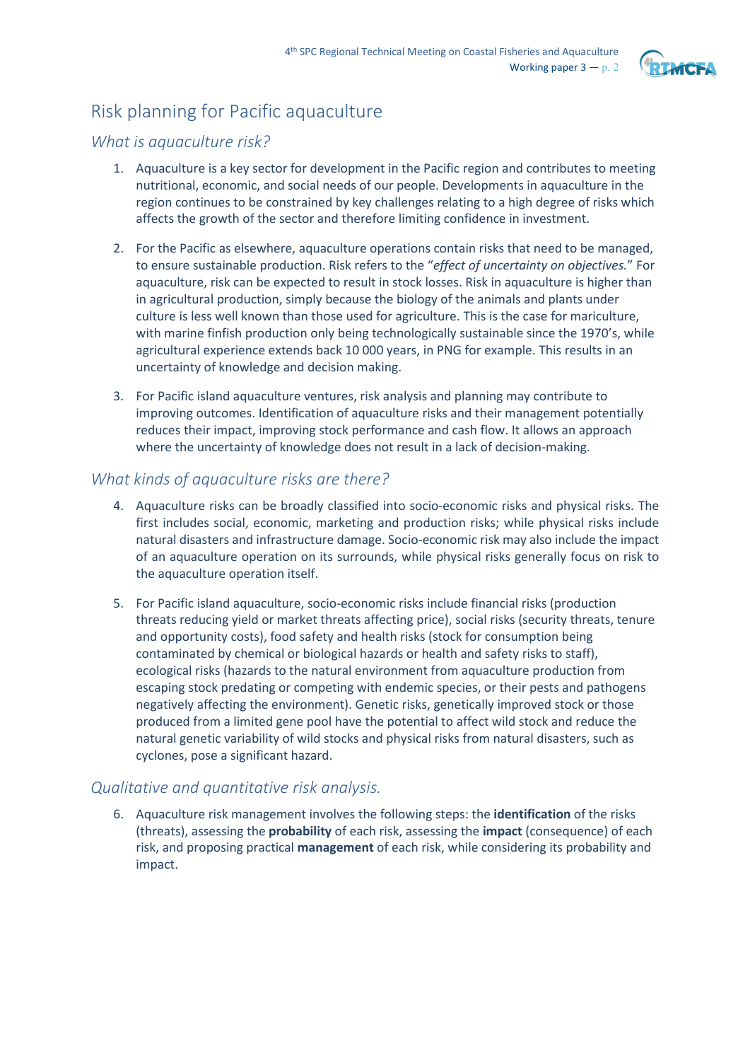## Risk planning for Pacific aquaculture

### What is aquaculture risk?

1. Aquaculture is a key sector for development in the Pacific region and contributes to meeting nutritional, economic, and social needs of our people. Developments in aquaculture in the region continues to be constrained by key challenges relating to a high degree of risks which affects the growth of the sector and therefore limiting confidence in investment.

2. For the Pacific as elsewhere, aquaculture operations contain risks that need to be managed, to ensure sustainable production. Risk refers to the "*effect of uncertainty on objectives.*" For aquaculture, risk can be expected to result in stock losses. Risk in aquaculture is higher than in agricultural production, simply because the biology of the animals and plants under culture is less well known than those used for agriculture. This is the case for mariculture, with marine finfish production only being technologically sustainable since the 1970's, while agricultural experience extends back 10 000 years, in PNG for example. This results in an uncertainty of knowledge and decision making.

3. For Pacific island aquaculture ventures, risk analysis and planning may contribute to improving outcomes. Identification of aquaculture risks and their management potentially reduces their impact, improving stock performance and cash flow. It allows an approach where the uncertainty of knowledge does not result in a lack of decision-making.

### What kinds of aquaculture risks are there?

4. Aquaculture risks can be broadly classified into socio-economic risks and physical risks. The first includes social, economic, marketing and production risks; while physical risks include natural disasters and infrastructure damage. Socio-economic risk may also include the impact of an aquaculture operation on its surrounds, while physical risks generally focus on risk to the aquaculture operation itself.

5. For Pacific island aquaculture, socio-economic risks include financial risks (production threats reducing yield or market threats affecting price), social risks (security threats, tenure and opportunity costs), food safety and health risks (stock for consumption being contaminated by chemical or biological hazards or health and safety risks to staff), ecological risks (hazards to the natural environment from aquaculture production from escaping stock predating or competing with endemic species, or their pests and pathogens negatively affecting the environment). Genetic risks, genetically improved stock or those produced from a limited gene pool have the potential to affect wild stock and reduce the natural genetic variability of wild stocks and physical risks from natural disasters, such as cyclones, pose a significant hazard.

### Qualitative and quantitative risk analysis.

6. Aquaculture risk management involves the following steps: the **identification** of the risks (threats), assessing the **probability** of each risk, assessing the **impact** (consequence) of each risk, and proposing practical **management** of each risk, while considering its probability and impact.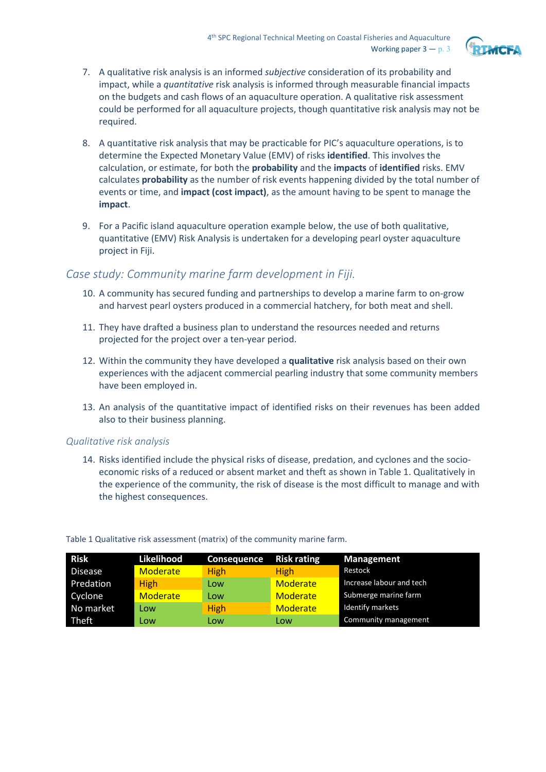7. A qualitative risk analysis is an informed *subjective* consideration of its probability and impact, while a *quantitative* risk analysis is informed through measurable financial impacts on the budgets and cash flows of an aquaculture operation. A qualitative risk assessment could be performed for all aquaculture projects, though quantitative risk analysis may not be required.

8. A quantitative risk analysis that may be practicable for PIC's aquaculture operations, is to determine the Expected Monetary Value (EMV) of risks **identified**. This involves the calculation, or estimate, for both the **probability** and the **impacts** of **identified** risks. EMV calculates **probability** as the number of risk events happening divided by the total number of events or time, and **impact (cost impact)**, as the amount having to be spent to manage the **impact**.

9. For a Pacific island aquaculture operation example below, the use of both qualitative, quantitative (EMV) Risk Analysis is undertaken for a developing pearl oyster aquaculture project in Fiji.

## *Case study: Community marine farm development in Fiji.*

10. A community has secured funding and partnerships to develop a marine farm to on-grow and harvest pearl oysters produced in a commercial hatchery, for both meat and shell.

11. They have drafted a business plan to understand the resources needed and returns projected for the project over a ten-year period.

12. Within the community they have developed a **qualitative** risk analysis based on their own experiences with the adjacent commercial pearling industry that some community members have been employed in.

13. An analysis of the quantitative impact of identified risks on their revenues has been added also to their business planning.

### *Qualitative risk analysis*

14. Risks identified include the physical risks of disease, predation, and cyclones and the socio-economic risks of a reduced or absent market and theft as shown in Table 1. Qualitatively in the experience of the community, the risk of disease is the most difficult to manage and with the highest consequences.

Table 1 Qualitative risk assessment (matrix) of the community marine farm.

| Risk | Likelihood | Consequence | Risk rating | Management |
|---|---|---|---|---|
| Disease | Moderate | High | High | Restock |
| Predation | High | Low | Moderate | Increase labour and tech |
| Cyclone | Moderate | Low | Moderate | Submerge marine farm |
| No market | Low | High | Moderate | Identify markets |
| Theft | Low | Low | Low | Community management |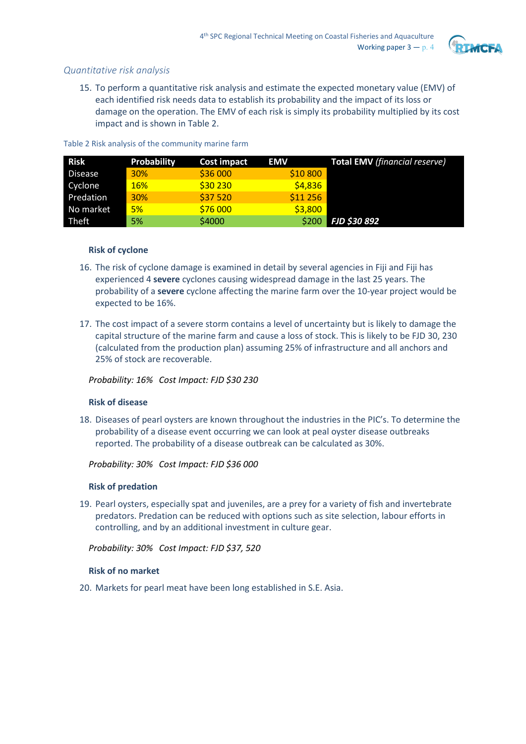*Quantitative risk analysis*

15. To perform a quantitative risk analysis and estimate the expected monetary value (EMV) of each identified risk needs data to establish its probability and the impact of its loss or damage on the operation. The EMV of each risk is simply its probability multiplied by its cost impact and is shown in Table 2.

Table 2 Risk analysis of the community marine farm

| Risk | Probability | Cost impact | EMV | Total EMV *(financial reserve)* |
|---|---|---|---|---|
| Disease | 30% | $36 000 | $10 800 | |
| Cyclone | 16% | $30 230 | $4,836 | |
| Predation | 30% | $37 520 | $11 256 | |
| No market | 5% | $76 000 | $3,800 | |
| Theft | 5% | $4000 | $200 | ***FJD $30 892*** |

**Risk of cyclone**

16. The risk of cyclone damage is examined in detail by several agencies in Fiji and Fiji has experienced 4 **severe** cyclones causing widespread damage in the last 25 years. The probability of a **severe** cyclone affecting the marine farm over the 10-year project would be expected to be 16%.

17. The cost impact of a severe storm contains a level of uncertainty but is likely to damage the capital structure of the marine farm and cause a loss of stock. This is likely to be FJD 30, 230 (calculated from the production plan) assuming 25% of infrastructure and all anchors and 25% of stock are recoverable.

*Probability: 16% Cost Impact: FJD $30 230*

**Risk of disease**

18. Diseases of pearl oysters are known throughout the industries in the PIC's. To determine the probability of a disease event occurring we can look at peal oyster disease outbreaks reported. The probability of a disease outbreak can be calculated as 30%.

*Probability: 30% Cost Impact: FJD $36 000*

**Risk of predation**

19. Pearl oysters, especially spat and juveniles, are a prey for a variety of fish and invertebrate predators. Predation can be reduced with options such as site selection, labour efforts in controlling, and by an additional investment in culture gear.

*Probability: 30% Cost Impact: FJD $37, 520*

**Risk of no market**

20. Markets for pearl meat have been long established in S.E. Asia.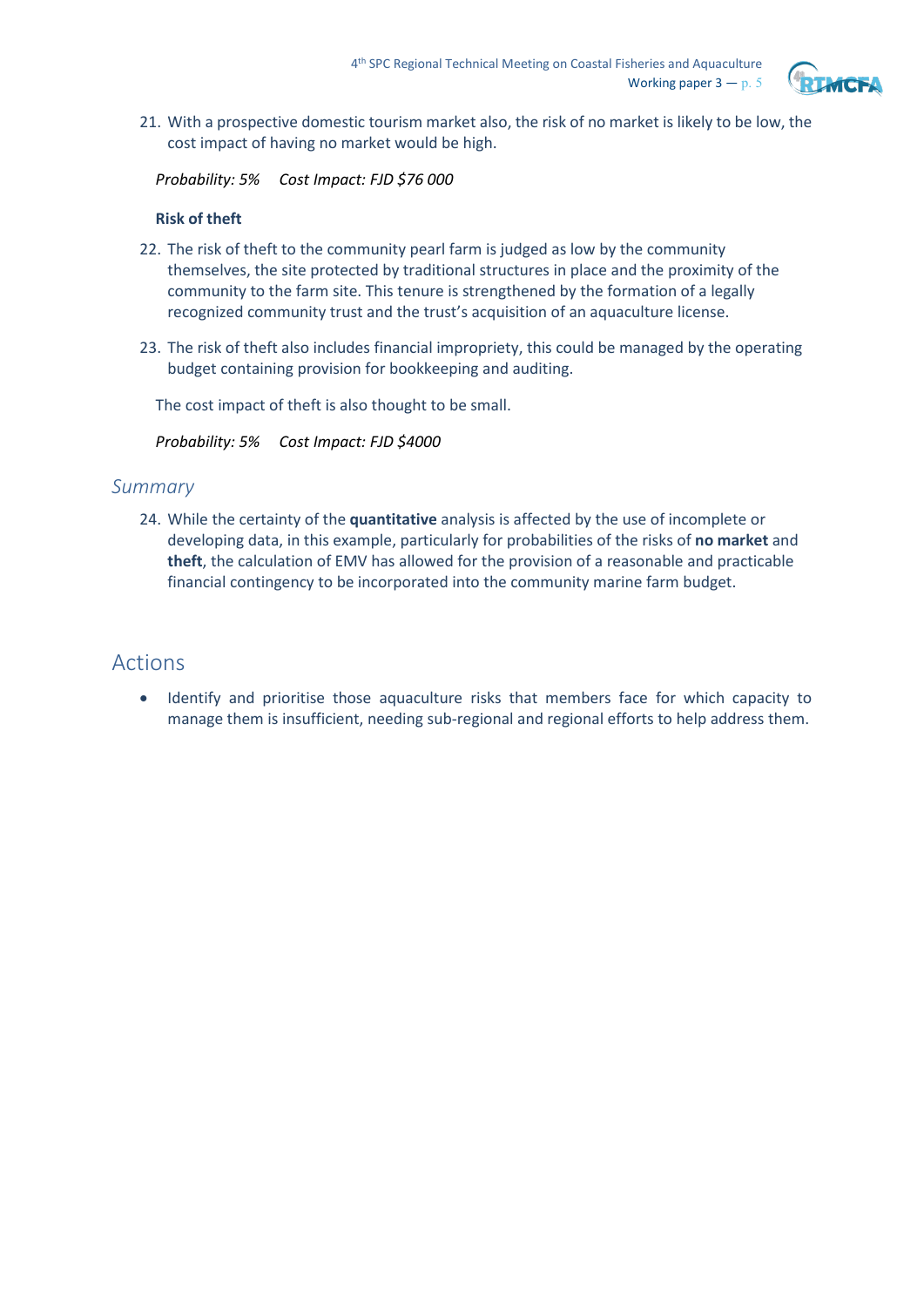21. With a prospective domestic tourism market also, the risk of no market is likely to be low, the cost impact of having no market would be high.

*Probability: 5%     Cost Impact: FJD $76 000*

**Risk of theft**

22. The risk of theft to the community pearl farm is judged as low by the community themselves, the site protected by traditional structures in place and the proximity of the community to the farm site. This tenure is strengthened by the formation of a legally recognized community trust and the trust's acquisition of an aquaculture license.

23. The risk of theft also includes financial impropriety, this could be managed by the operating budget containing provision for bookkeeping and auditing.

The cost impact of theft is also thought to be small.

*Probability: 5%     Cost Impact: FJD $4000*

### *Summary*

24. While the certainty of the **quantitative** analysis is affected by the use of incomplete or developing data, in this example, particularly for probabilities of the risks of **no market** and **theft**, the calculation of EMV has allowed for the provision of a reasonable and practicable financial contingency to be incorporated into the community marine farm budget.

## Actions

- Identify and prioritise those aquaculture risks that members face for which capacity to manage them is insufficient, needing sub-regional and regional efforts to help address them.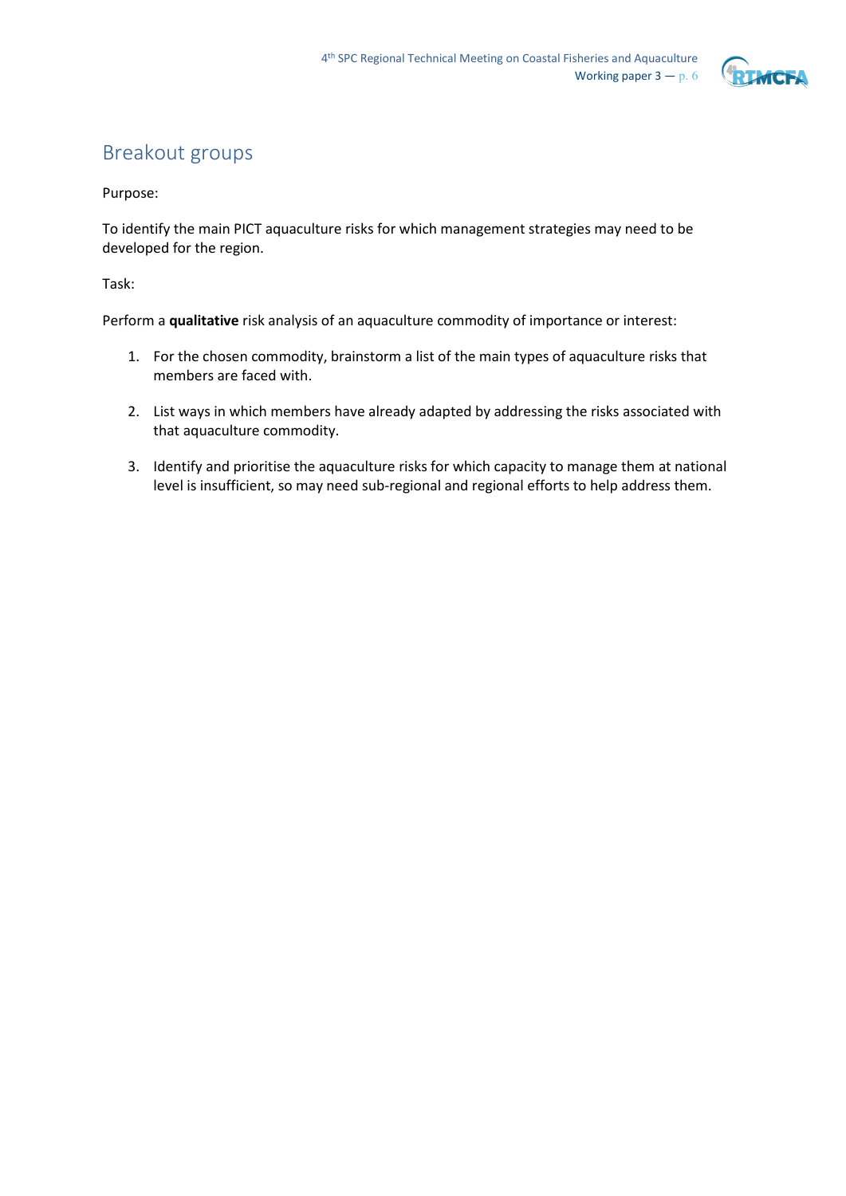## Breakout groups

Purpose:

To identify the main PICT aquaculture risks for which management strategies may need to be developed for the region.

Task:

Perform a **qualitative** risk analysis of an aquaculture commodity of importance or interest:

1. For the chosen commodity, brainstorm a list of the main types of aquaculture risks that members are faced with.
2. List ways in which members have already adapted by addressing the risks associated with that aquaculture commodity.
3. Identify and prioritise the aquaculture risks for which capacity to manage them at national level is insufficient, so may need sub-regional and regional efforts to help address them.